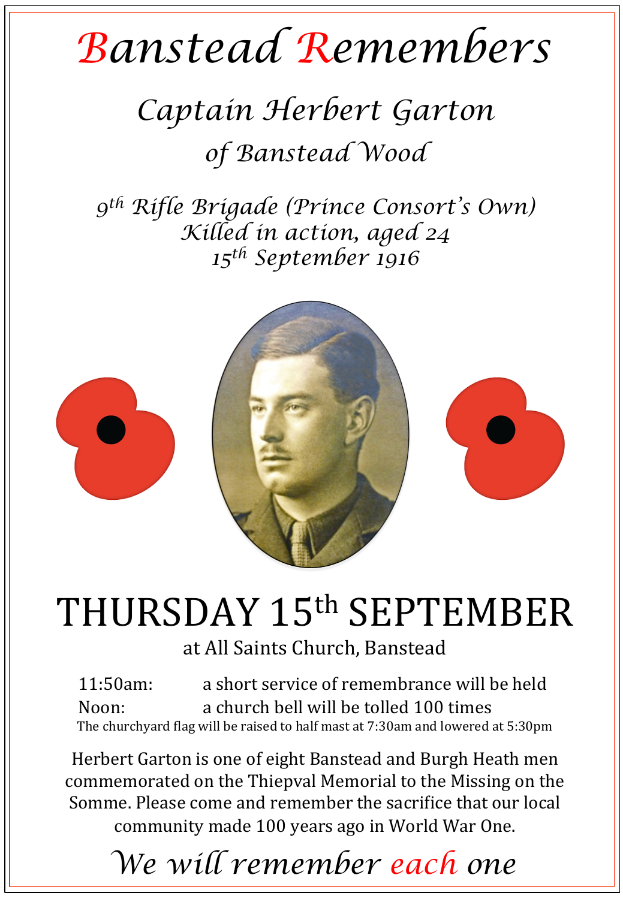# Banstead Remembers

## *Captain Herbert Garton*

### *of Banstead Wood*

*9th Rifle Brigade (Prince Consort's Own)*
*Killed in action, aged 24*
*15th September 1916*

# THURSDAY 15th SEPTEMBER

at All Saints Church, Banstead

11:50am: a short service of remembrance will be held
Noon: a church bell will be tolled 100 times

The churchyard flag will be raised to half mast at 7:30am and lowered at 5:30pm

Herbert Garton is one of eight Banstead and Burgh Heath men commemorated on the Thiepval Memorial to the Missing on the Somme. Please come and remember the sacrifice that our local community made 100 years ago in World War One.

*We will remember each one*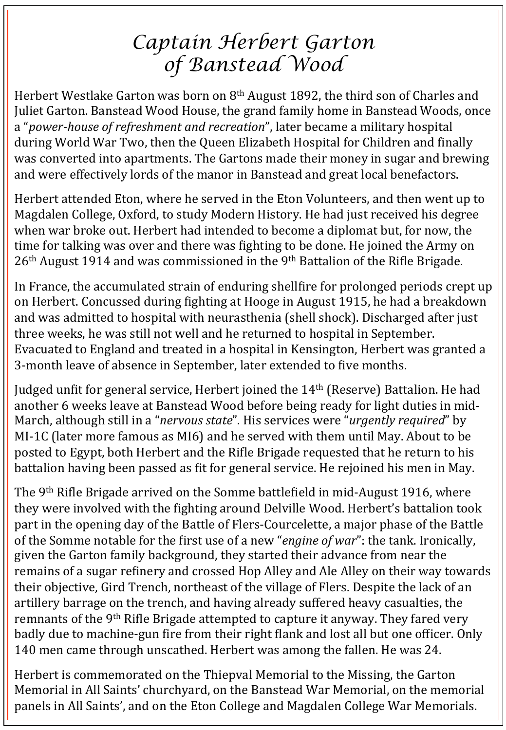# *Captain Herbert Garton of Banstead Wood*

Herbert Westlake Garton was born on 8th August 1892, the third son of Charles and Juliet Garton. Banstead Wood House, the grand family home in Banstead Woods, once a "*power-house of refreshment and recreation*", later became a military hospital during World War Two, then the Queen Elizabeth Hospital for Children and finally was converted into apartments. The Gartons made their money in sugar and brewing and were effectively lords of the manor in Banstead and great local benefactors.

Herbert attended Eton, where he served in the Eton Volunteers, and then went up to Magdalen College, Oxford, to study Modern History. He had just received his degree when war broke out. Herbert had intended to become a diplomat but, for now, the time for talking was over and there was fighting to be done. He joined the Army on 26th August 1914 and was commissioned in the 9th Battalion of the Rifle Brigade.

In France, the accumulated strain of enduring shellfire for prolonged periods crept up on Herbert. Concussed during fighting at Hooge in August 1915, he had a breakdown and was admitted to hospital with neurasthenia (shell shock). Discharged after just three weeks, he was still not well and he returned to hospital in September. Evacuated to England and treated in a hospital in Kensington, Herbert was granted a 3-month leave of absence in September, later extended to five months.

Judged unfit for general service, Herbert joined the 14th (Reserve) Battalion. He had another 6 weeks leave at Banstead Wood before being ready for light duties in mid-March, although still in a "*nervous state*". His services were "*urgently required*" by MI-1C (later more famous as MI6) and he served with them until May. About to be posted to Egypt, both Herbert and the Rifle Brigade requested that he return to his battalion having been passed as fit for general service. He rejoined his men in May.

The 9th Rifle Brigade arrived on the Somme battlefield in mid-August 1916, where they were involved with the fighting around Delville Wood. Herbert's battalion took part in the opening day of the Battle of Flers-Courcelette, a major phase of the Battle of the Somme notable for the first use of a new "*engine of war*": the tank. Ironically, given the Garton family background, they started their advance from near the remains of a sugar refinery and crossed Hop Alley and Ale Alley on their way towards their objective, Gird Trench, northeast of the village of Flers. Despite the lack of an artillery barrage on the trench, and having already suffered heavy casualties, the remnants of the 9th Rifle Brigade attempted to capture it anyway. They fared very badly due to machine-gun fire from their right flank and lost all but one officer. Only 140 men came through unscathed. Herbert was among the fallen. He was 24.

Herbert is commemorated on the Thiepval Memorial to the Missing, the Garton Memorial in All Saints' churchyard, on the Banstead War Memorial, on the memorial panels in All Saints', and on the Eton College and Magdalen College War Memorials.